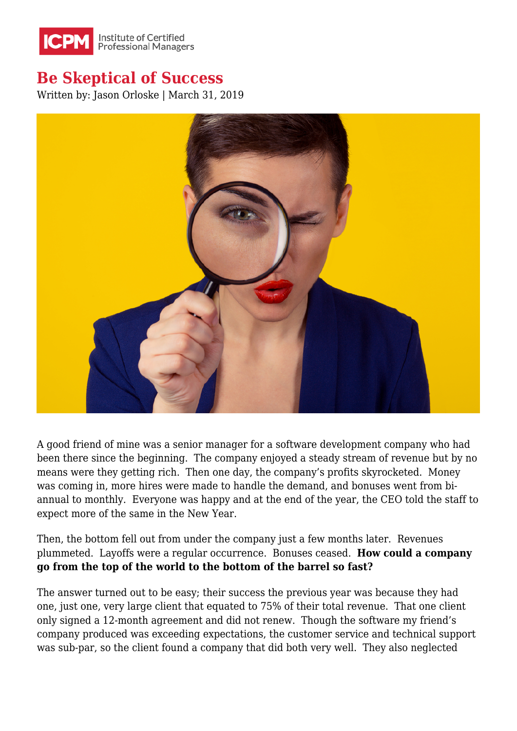# Be Skeptical of Success

Written by: Jason Orloske | March 31, 2019

A good friend of mine was a senior manager for a software development company who had been there since the beginning. The company enjoyed a steady stream of revenue but by no means were they getting rich. Then one day, the company's profits skyrocketed. Money was coming in, more hires were made to handle the demand, and bonuses went from bi-annual to monthly. Everyone was happy and at the end of the year, the CEO told the staff to expect more of the same in the New Year.

Then, the bottom fell out from under the company just a few months later. Revenues plummeted. Layoffs were a regular occurrence. Bonuses ceased. **How could a company go from the top of the world to the bottom of the barrel so fast?**

The answer turned out to be easy; their success the previous year was because they had one, just one, very large client that equated to 75% of their total revenue. That one client only signed a 12-month agreement and did not renew. Though the software my friend's company produced was exceeding expectations, the customer service and technical support was sub-par, so the client found a company that did both very well. They also neglected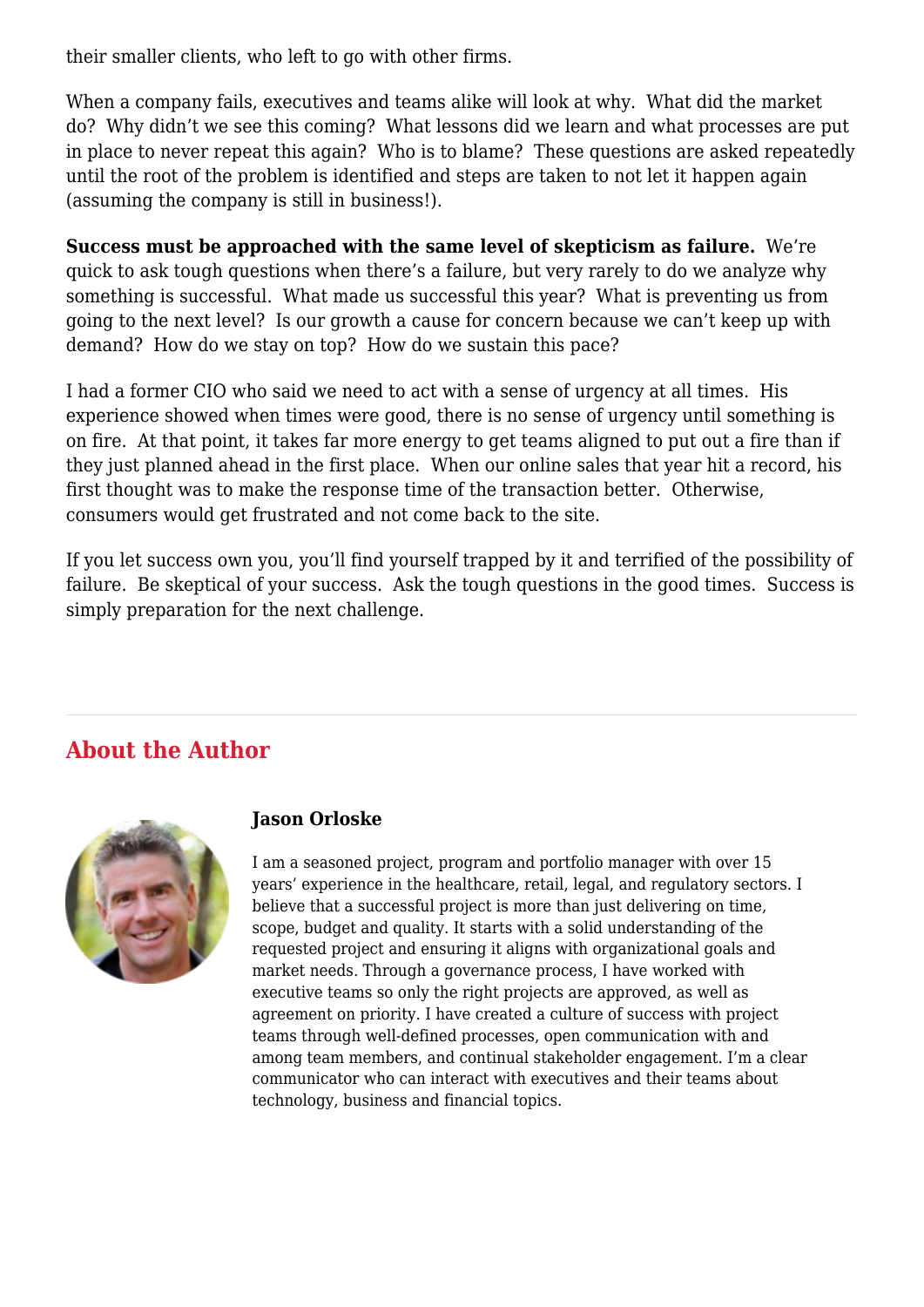their smaller clients, who left to go with other firms.

When a company fails, executives and teams alike will look at why. What did the market do? Why didn't we see this coming? What lessons did we learn and what processes are put in place to never repeat this again? Who is to blame? These questions are asked repeatedly until the root of the problem is identified and steps are taken to not let it happen again (assuming the company is still in business!).

**Success must be approached with the same level of skepticism as failure.** We're quick to ask tough questions when there's a failure, but very rarely to do we analyze why something is successful. What made us successful this year? What is preventing us from going to the next level? Is our growth a cause for concern because we can't keep up with demand? How do we stay on top? How do we sustain this pace?

I had a former CIO who said we need to act with a sense of urgency at all times. His experience showed when times were good, there is no sense of urgency until something is on fire. At that point, it takes far more energy to get teams aligned to put out a fire than if they just planned ahead in the first place. When our online sales that year hit a record, his first thought was to make the response time of the transaction better. Otherwise, consumers would get frustrated and not come back to the site.

If you let success own you, you'll find yourself trapped by it and terrified of the possibility of failure. Be skeptical of your success. Ask the tough questions in the good times. Success is simply preparation for the next challenge.

---

## About the Author

**Jason Orloske**

I am a seasoned project, program and portfolio manager with over 15 years' experience in the healthcare, retail, legal, and regulatory sectors. I believe that a successful project is more than just delivering on time, scope, budget and quality. It starts with a solid understanding of the requested project and ensuring it aligns with organizational goals and market needs. Through a governance process, I have worked with executive teams so only the right projects are approved, as well as agreement on priority. I have created a culture of success with project teams through well-defined processes, open communication with and among team members, and continual stakeholder engagement. I'm a clear communicator who can interact with executives and their teams about technology, business and financial topics.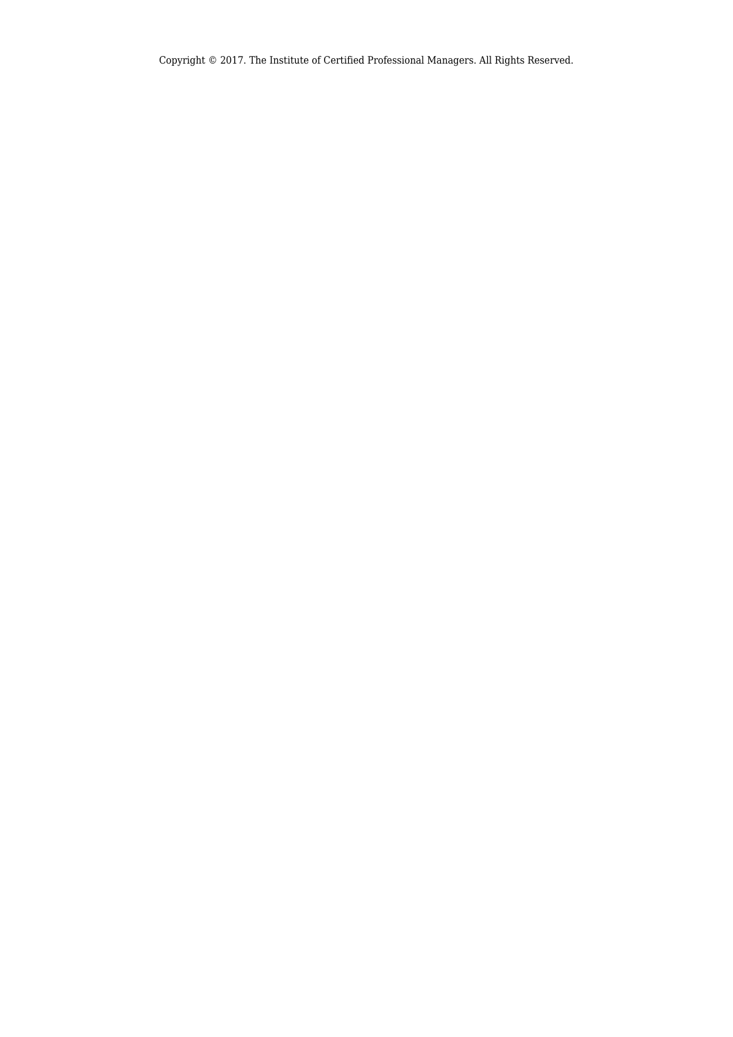Copyright © 2017. The Institute of Certified Professional Managers. All Rights Reserved.